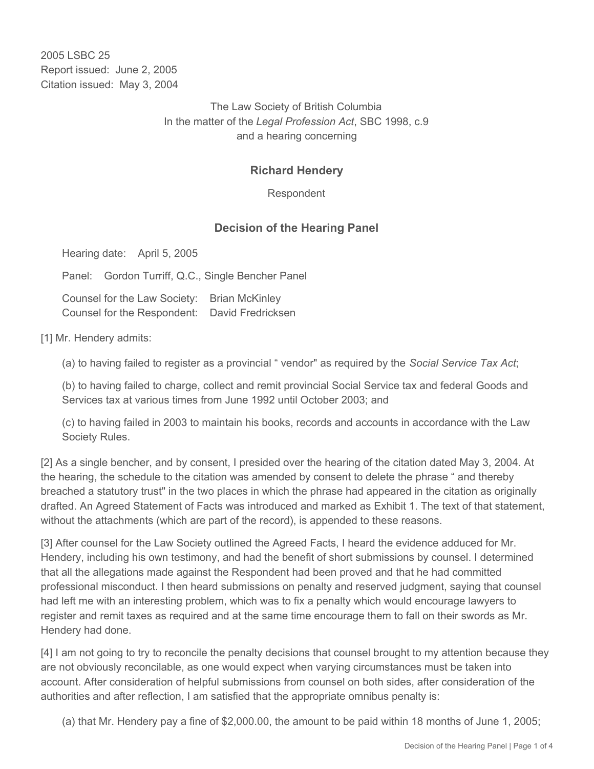2005 LSBC 25
Report issued: June 2, 2005
Citation issued: May 3, 2004

The Law Society of British Columbia
In the matter of the *Legal Profession Act*, SBC 1998, c.9
and a hearing concerning

## Richard Hendery

Respondent

## Decision of the Hearing Panel

Hearing date: April 5, 2005

Panel: Gordon Turriff, Q.C., Single Bencher Panel

Counsel for the Law Society: Brian McKinley
Counsel for the Respondent: David Fredricksen

[1] Mr. Hendery admits:

(a) to having failed to register as a provincial " vendor" as required by the *Social Service Tax Act*;

(b) to having failed to charge, collect and remit provincial Social Service tax and federal Goods and Services tax at various times from June 1992 until October 2003; and

(c) to having failed in 2003 to maintain his books, records and accounts in accordance with the Law Society Rules.

[2] As a single bencher, and by consent, I presided over the hearing of the citation dated May 3, 2004. At the hearing, the schedule to the citation was amended by consent to delete the phrase " and thereby breached a statutory trust" in the two places in which the phrase had appeared in the citation as originally drafted. An Agreed Statement of Facts was introduced and marked as Exhibit 1. The text of that statement, without the attachments (which are part of the record), is appended to these reasons.

[3] After counsel for the Law Society outlined the Agreed Facts, I heard the evidence adduced for Mr. Hendery, including his own testimony, and had the benefit of short submissions by counsel. I determined that all the allegations made against the Respondent had been proved and that he had committed professional misconduct. I then heard submissions on penalty and reserved judgment, saying that counsel had left me with an interesting problem, which was to fix a penalty which would encourage lawyers to register and remit taxes as required and at the same time encourage them to fall on their swords as Mr. Hendery had done.

[4] I am not going to try to reconcile the penalty decisions that counsel brought to my attention because they are not obviously reconcilable, as one would expect when varying circumstances must be taken into account. After consideration of helpful submissions from counsel on both sides, after consideration of the authorities and after reflection, I am satisfied that the appropriate omnibus penalty is:

(a) that Mr. Hendery pay a fine of $2,000.00, the amount to be paid within 18 months of June 1, 2005;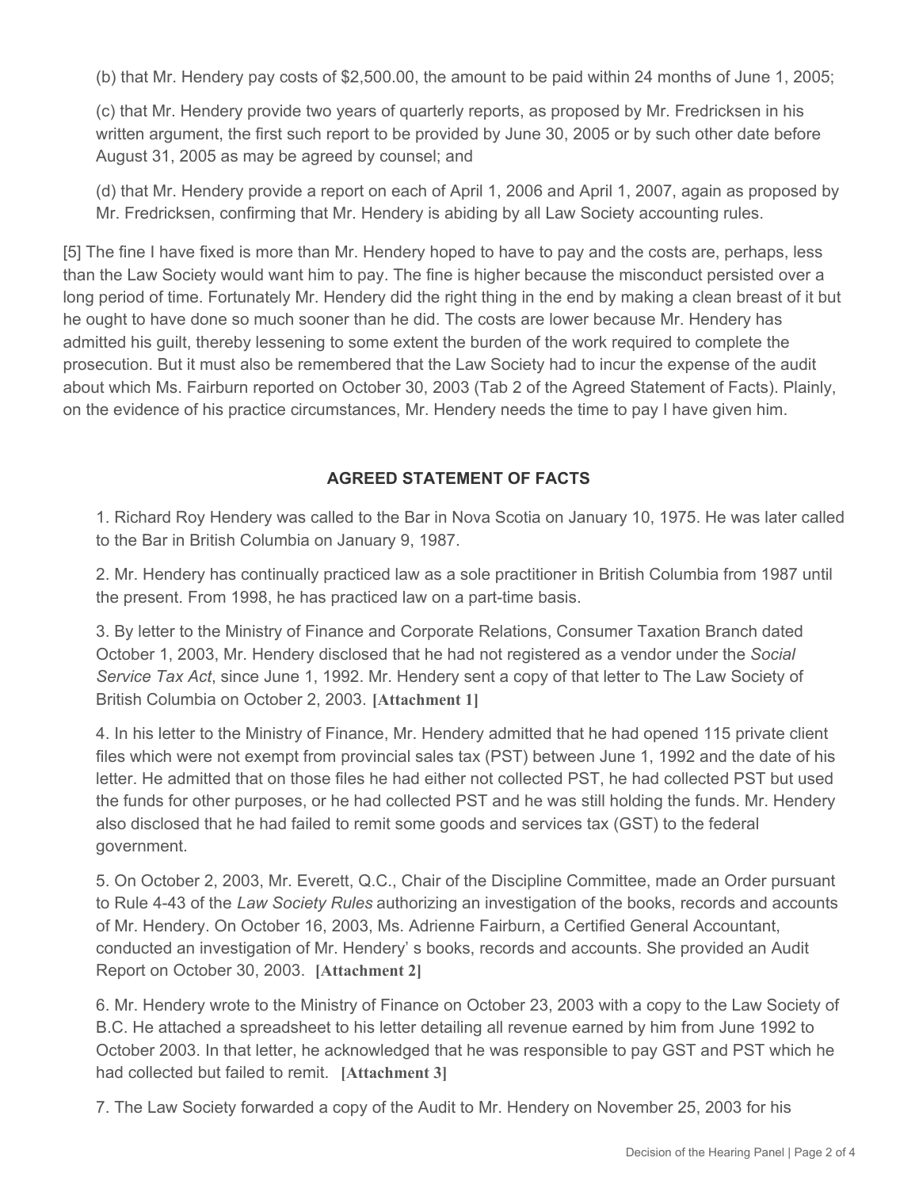(b) that Mr. Hendery pay costs of $2,500.00, the amount to be paid within 24 months of June 1, 2005;

(c) that Mr. Hendery provide two years of quarterly reports, as proposed by Mr. Fredricksen in his written argument, the first such report to be provided by June 30, 2005 or by such other date before August 31, 2005 as may be agreed by counsel; and

(d) that Mr. Hendery provide a report on each of April 1, 2006 and April 1, 2007, again as proposed by Mr. Fredricksen, confirming that Mr. Hendery is abiding by all Law Society accounting rules.

[5] The fine I have fixed is more than Mr. Hendery hoped to have to pay and the costs are, perhaps, less than the Law Society would want him to pay. The fine is higher because the misconduct persisted over a long period of time. Fortunately Mr. Hendery did the right thing in the end by making a clean breast of it but he ought to have done so much sooner than he did. The costs are lower because Mr. Hendery has admitted his guilt, thereby lessening to some extent the burden of the work required to complete the prosecution. But it must also be remembered that the Law Society had to incur the expense of the audit about which Ms. Fairburn reported on October 30, 2003 (Tab 2 of the Agreed Statement of Facts). Plainly, on the evidence of his practice circumstances, Mr. Hendery needs the time to pay I have given him.

## AGREED STATEMENT OF FACTS

1. Richard Roy Hendery was called to the Bar in Nova Scotia on January 10, 1975. He was later called to the Bar in British Columbia on January 9, 1987.

2. Mr. Hendery has continually practiced law as a sole practitioner in British Columbia from 1987 until the present. From 1998, he has practiced law on a part-time basis.

3. By letter to the Ministry of Finance and Corporate Relations, Consumer Taxation Branch dated October 1, 2003, Mr. Hendery disclosed that he had not registered as a vendor under the *Social Service Tax Act*, since June 1, 1992. Mr. Hendery sent a copy of that letter to The Law Society of British Columbia on October 2, 2003. **[Attachment 1]**

4. In his letter to the Ministry of Finance, Mr. Hendery admitted that he had opened 115 private client files which were not exempt from provincial sales tax (PST) between June 1, 1992 and the date of his letter. He admitted that on those files he had either not collected PST, he had collected PST but used the funds for other purposes, or he had collected PST and he was still holding the funds. Mr. Hendery also disclosed that he had failed to remit some goods and services tax (GST) to the federal government.

5. On October 2, 2003, Mr. Everett, Q.C., Chair of the Discipline Committee, made an Order pursuant to Rule 4-43 of the *Law Society Rules* authorizing an investigation of the books, records and accounts of Mr. Hendery. On October 16, 2003, Ms. Adrienne Fairburn, a Certified General Accountant, conducted an investigation of Mr. Hendery' s books, records and accounts. She provided an Audit Report on October 30, 2003. **[Attachment 2]**

6. Mr. Hendery wrote to the Ministry of Finance on October 23, 2003 with a copy to the Law Society of B.C. He attached a spreadsheet to his letter detailing all revenue earned by him from June 1992 to October 2003. In that letter, he acknowledged that he was responsible to pay GST and PST which he had collected but failed to remit. **[Attachment 3]**

7. The Law Society forwarded a copy of the Audit to Mr. Hendery on November 25, 2003 for his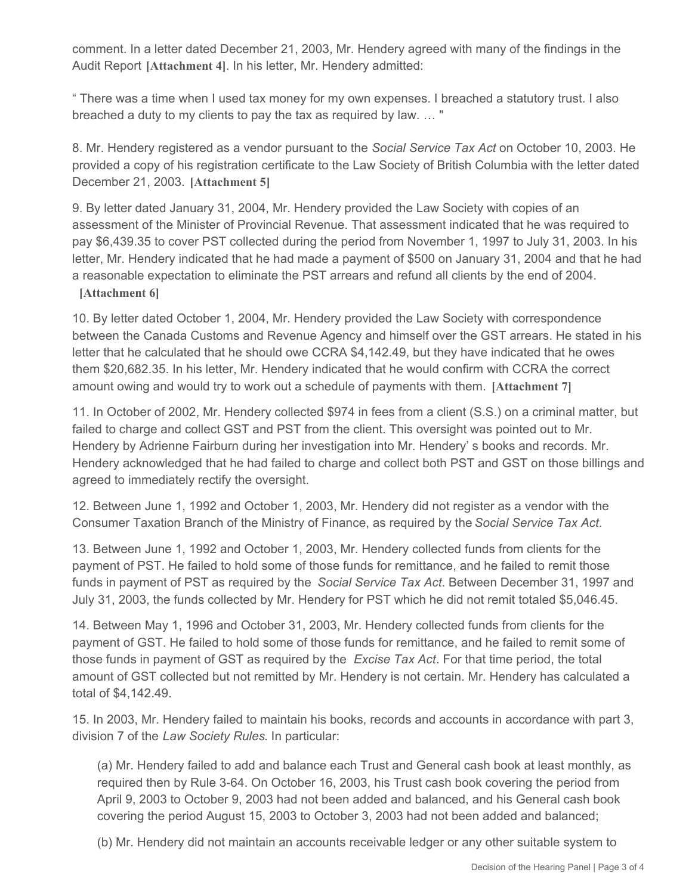comment. In a letter dated December 21, 2003, Mr. Hendery agreed with many of the findings in the Audit Report **[Attachment 4]**. In his letter, Mr. Hendery admitted:

" There was a time when I used tax money for my own expenses. I breached a statutory trust. I also breached a duty to my clients to pay the tax as required by law. … "

8. Mr. Hendery registered as a vendor pursuant to the *Social Service Tax Act* on October 10, 2003. He provided a copy of his registration certificate to the Law Society of British Columbia with the letter dated December 21, 2003. **[Attachment 5]**

9. By letter dated January 31, 2004, Mr. Hendery provided the Law Society with copies of an assessment of the Minister of Provincial Revenue. That assessment indicated that he was required to pay $6,439.35 to cover PST collected during the period from November 1, 1997 to July 31, 2003. In his letter, Mr. Hendery indicated that he had made a payment of $500 on January 31, 2004 and that he had a reasonable expectation to eliminate the PST arrears and refund all clients by the end of 2004. **[Attachment 6]**

10. By letter dated October 1, 2004, Mr. Hendery provided the Law Society with correspondence between the Canada Customs and Revenue Agency and himself over the GST arrears. He stated in his letter that he calculated that he should owe CCRA $4,142.49, but they have indicated that he owes them $20,682.35. In his letter, Mr. Hendery indicated that he would confirm with CCRA the correct amount owing and would try to work out a schedule of payments with them. **[Attachment 7]**

11. In October of 2002, Mr. Hendery collected $974 in fees from a client (S.S.) on a criminal matter, but failed to charge and collect GST and PST from the client. This oversight was pointed out to Mr. Hendery by Adrienne Fairburn during her investigation into Mr. Hendery' s books and records. Mr. Hendery acknowledged that he had failed to charge and collect both PST and GST on those billings and agreed to immediately rectify the oversight.

12. Between June 1, 1992 and October 1, 2003, Mr. Hendery did not register as a vendor with the Consumer Taxation Branch of the Ministry of Finance, as required by the *Social Service Tax Act*.

13. Between June 1, 1992 and October 1, 2003, Mr. Hendery collected funds from clients for the payment of PST. He failed to hold some of those funds for remittance, and he failed to remit those funds in payment of PST as required by the *Social Service Tax Act*. Between December 31, 1997 and July 31, 2003, the funds collected by Mr. Hendery for PST which he did not remit totaled $5,046.45.

14. Between May 1, 1996 and October 31, 2003, Mr. Hendery collected funds from clients for the payment of GST. He failed to hold some of those funds for remittance, and he failed to remit some of those funds in payment of GST as required by the *Excise Tax Act*. For that time period, the total amount of GST collected but not remitted by Mr. Hendery is not certain. Mr. Hendery has calculated a total of $4,142.49.

15. In 2003, Mr. Hendery failed to maintain his books, records and accounts in accordance with part 3, division 7 of the *Law Society Rules.* In particular:

(a) Mr. Hendery failed to add and balance each Trust and General cash book at least monthly, as required then by Rule 3-64. On October 16, 2003, his Trust cash book covering the period from April 9, 2003 to October 9, 2003 had not been added and balanced, and his General cash book covering the period August 15, 2003 to October 3, 2003 had not been added and balanced;

(b) Mr. Hendery did not maintain an accounts receivable ledger or any other suitable system to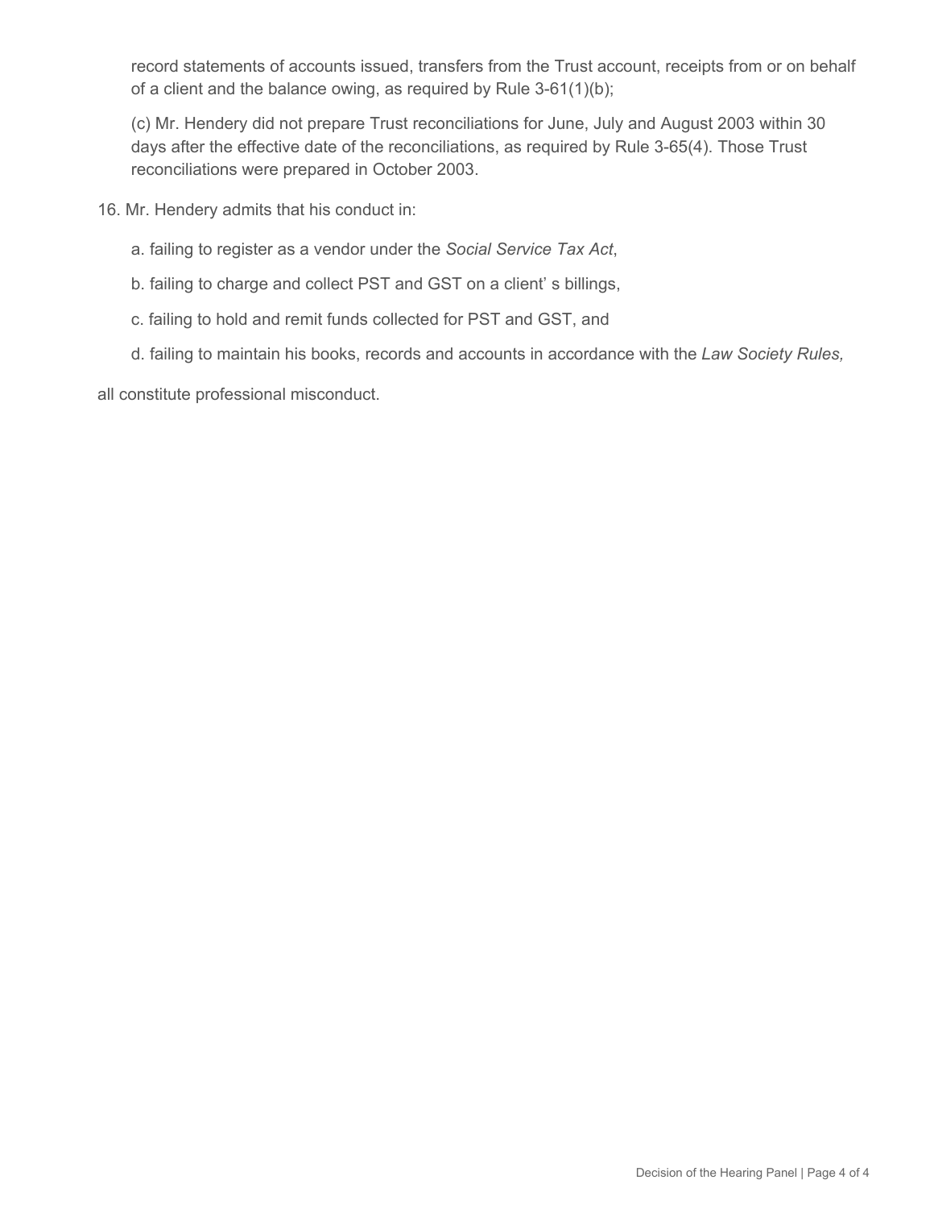record statements of accounts issued, transfers from the Trust account, receipts from or on behalf of a client and the balance owing, as required by Rule 3-61(1)(b);

(c) Mr. Hendery did not prepare Trust reconciliations for June, July and August 2003 within 30 days after the effective date of the reconciliations, as required by Rule 3-65(4). Those Trust reconciliations were prepared in October 2003.

16. Mr. Hendery admits that his conduct in:

a. failing to register as a vendor under the *Social Service Tax Act*,

b. failing to charge and collect PST and GST on a client' s billings,

c. failing to hold and remit funds collected for PST and GST, and

d. failing to maintain his books, records and accounts in accordance with the *Law Society Rules,*

all constitute professional misconduct.